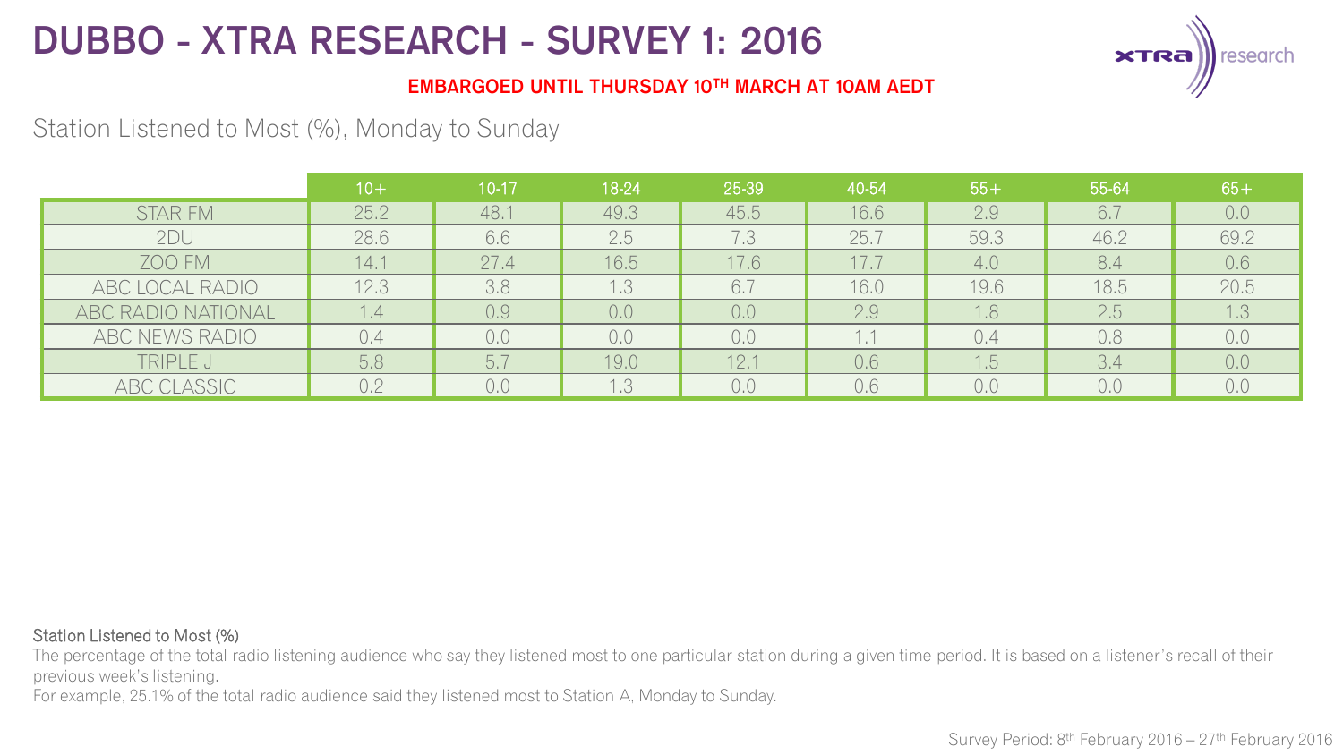# DUBBO - XTRA RESEARCH - SURVEY 1: 2016

**EMBARGOED UNTIL THURSDAY 10TH MARCH AT 10AM AEDT**

## Station Listened to Most (%), Monday to Sunday

| | 10+ | 10-17 | 18-24 | 25-39 | 40-54 | 55+ | 55-64 | 65+ |
|---|---|---|---|---|---|---|---|---|
| STAR FM | 25.2 | 48.1 | 49.3 | 45.5 | 16.6 | 2.9 | 6.7 | 0.0 |
| 2DU | 28.6 | 6.6 | 2.5 | 7.3 | 25.7 | 59.3 | 46.2 | 69.2 |
| ZOO FM | 14.1 | 27.4 | 16.5 | 17.6 | 17.7 | 4.0 | 8.4 | 0.6 |
| ABC LOCAL RADIO | 12.3 | 3.8 | 1.3 | 6.7 | 16.0 | 19.6 | 18.5 | 20.5 |
| ABC RADIO NATIONAL | 1.4 | 0.9 | 0.0 | 0.0 | 2.9 | 1.8 | 2.5 | 1.3 |
| ABC NEWS RADIO | 0.4 | 0.0 | 0.0 | 0.0 | 1.1 | 0.4 | 0.8 | 0.0 |
| TRIPLE J | 5.8 | 5.7 | 19.0 | 12.1 | 0.6 | 1.5 | 3.4 | 0.0 |
| ABC CLASSIC | 0.2 | 0.0 | 1.3 | 0.0 | 0.6 | 0.0 | 0.0 | 0.0 |

**Station Listened to Most (%)**

The percentage of the total radio listening audience who say they listened most to one particular station during a given time period. It is based on a listener's recall of their previous week's listening.

For example, 25.1% of the total radio audience said they listened most to Station A, Monday to Sunday.

Survey Period: 8th February 2016 – 27th February 2016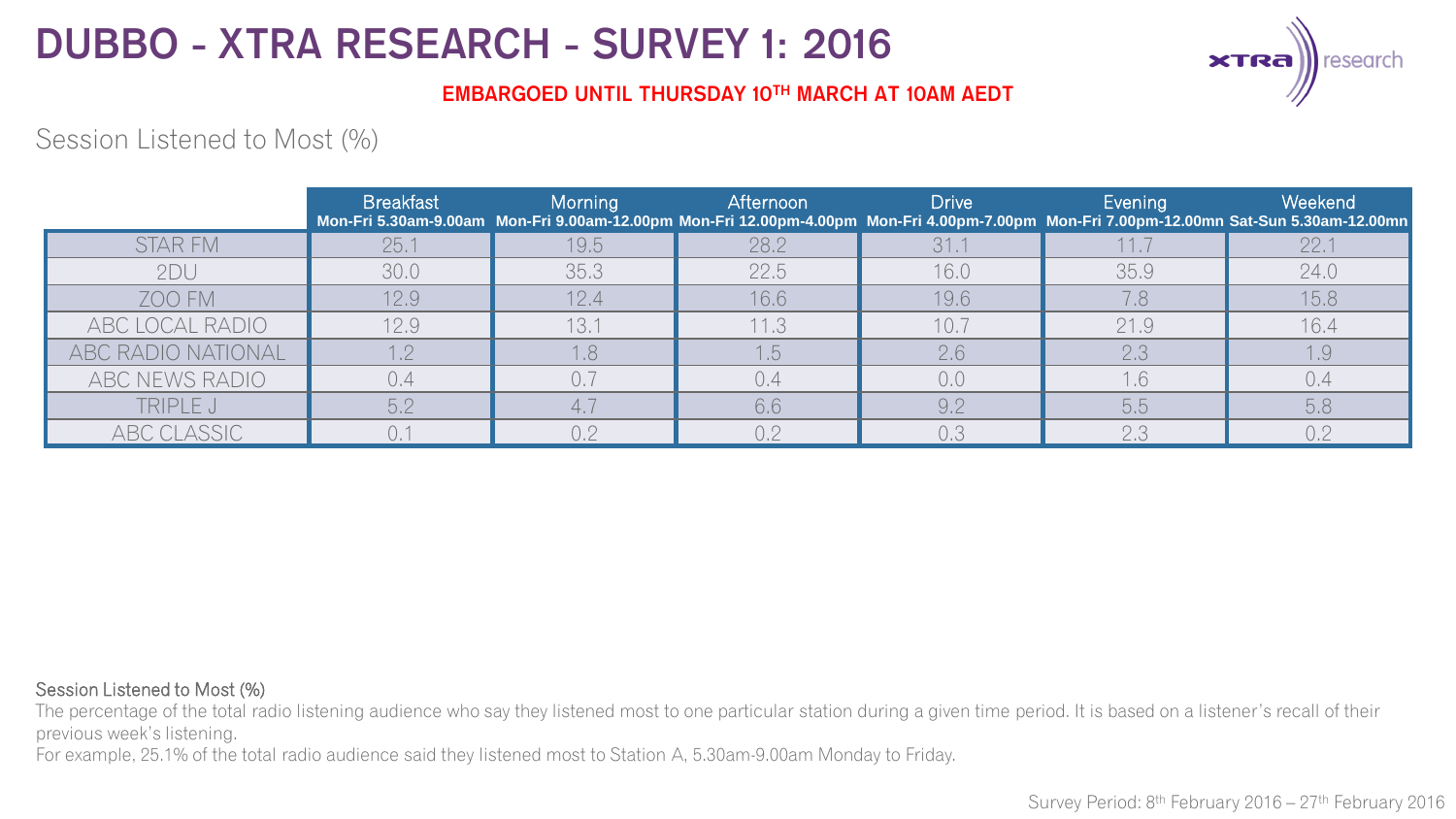# DUBBO - XTRA RESEARCH - SURVEY 1: 2016

**EMBARGOED UNTIL THURSDAY 10TH MARCH AT 10AM AEDT**

## Session Listened to Most (%)

| | Breakfast Mon-Fri 5.30am-9.00am | Morning Mon-Fri 9.00am-12.00pm | Afternoon Mon-Fri 12.00pm-4.00pm | Drive Mon-Fri 4.00pm-7.00pm | Evening Mon-Fri 7.00pm-12.00mn | Weekend Sat-Sun 5.30am-12.00mn |
|---|---|---|---|---|---|---|
| STAR FM | 25.1 | 19.5 | 28.2 | 31.1 | 11.7 | 22.1 |
| 2DU | 30.0 | 35.3 | 22.5 | 16.0 | 35.9 | 24.0 |
| ZOO FM | 12.9 | 12.4 | 16.6 | 19.6 | 7.8 | 15.8 |
| ABC LOCAL RADIO | 12.9 | 13.1 | 11.3 | 10.7 | 21.9 | 16.4 |
| ABC RADIO NATIONAL | 1.2 | 1.8 | 1.5 | 2.6 | 2.3 | 1.9 |
| ABC NEWS RADIO | 0.4 | 0.7 | 0.4 | 0.0 | 1.6 | 0.4 |
| TRIPLE J | 5.2 | 4.7 | 6.6 | 9.2 | 5.5 | 5.8 |
| ABC CLASSIC | 0.1 | 0.2 | 0.2 | 0.3 | 2.3 | 0.2 |

Session Listened to Most (%)

The percentage of the total radio listening audience who say they listened most to one particular station during a given time period. It is based on a listener's recall of their previous week's listening.

For example, 25.1% of the total radio audience said they listened most to Station A, 5.30am-9.00am Monday to Friday.

Survey Period: 8th February 2016 – 27th February 2016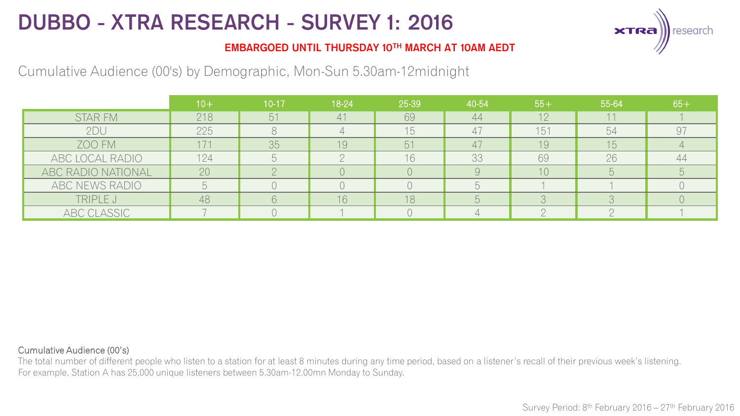# DUBBO - XTRA RESEARCH - SURVEY 1: 2016

**EMBARGOED UNTIL THURSDAY 10TH MARCH AT 10AM AEDT**

Cumulative Audience (00's) by Demographic, Mon-Sun 5.30am-12midnight

| | 10+ | 10-17 | 18-24 | 25-39 | 40-54 | 55+ | 55-64 | 65+ |
|---|---|---|---|---|---|---|---|---|
| STAR FM | 218 | 51 | 41 | 69 | 44 | 12 | 11 | 1 |
| 2DU | 225 | 8 | 4 | 15 | 47 | 151 | 54 | 97 |
| ZOO FM | 171 | 35 | 19 | 51 | 47 | 19 | 15 | 4 |
| ABC LOCAL RADIO | 124 | 5 | 2 | 16 | 33 | 69 | 26 | 44 |
| ABC RADIO NATIONAL | 20 | 2 | 0 | 0 | 9 | 10 | 5 | 5 |
| ABC NEWS RADIO | 5 | 0 | 0 | 0 | 5 | 1 | 1 | 0 |
| TRIPLE J | 48 | 6 | 16 | 18 | 5 | 3 | 3 | 0 |
| ABC CLASSIC | 7 | 0 | 1 | 0 | 4 | 2 | 2 | 1 |

Cumulative Audience (00's)

The total number of different people who listen to a station for at least 8 minutes during any time period, based on a listener's recall of their previous week's listening.
For example, Station A has 25,000 unique listeners between 5.30am-12.00mn Monday to Sunday.

Survey Period: 8th February 2016 – 27th February 2016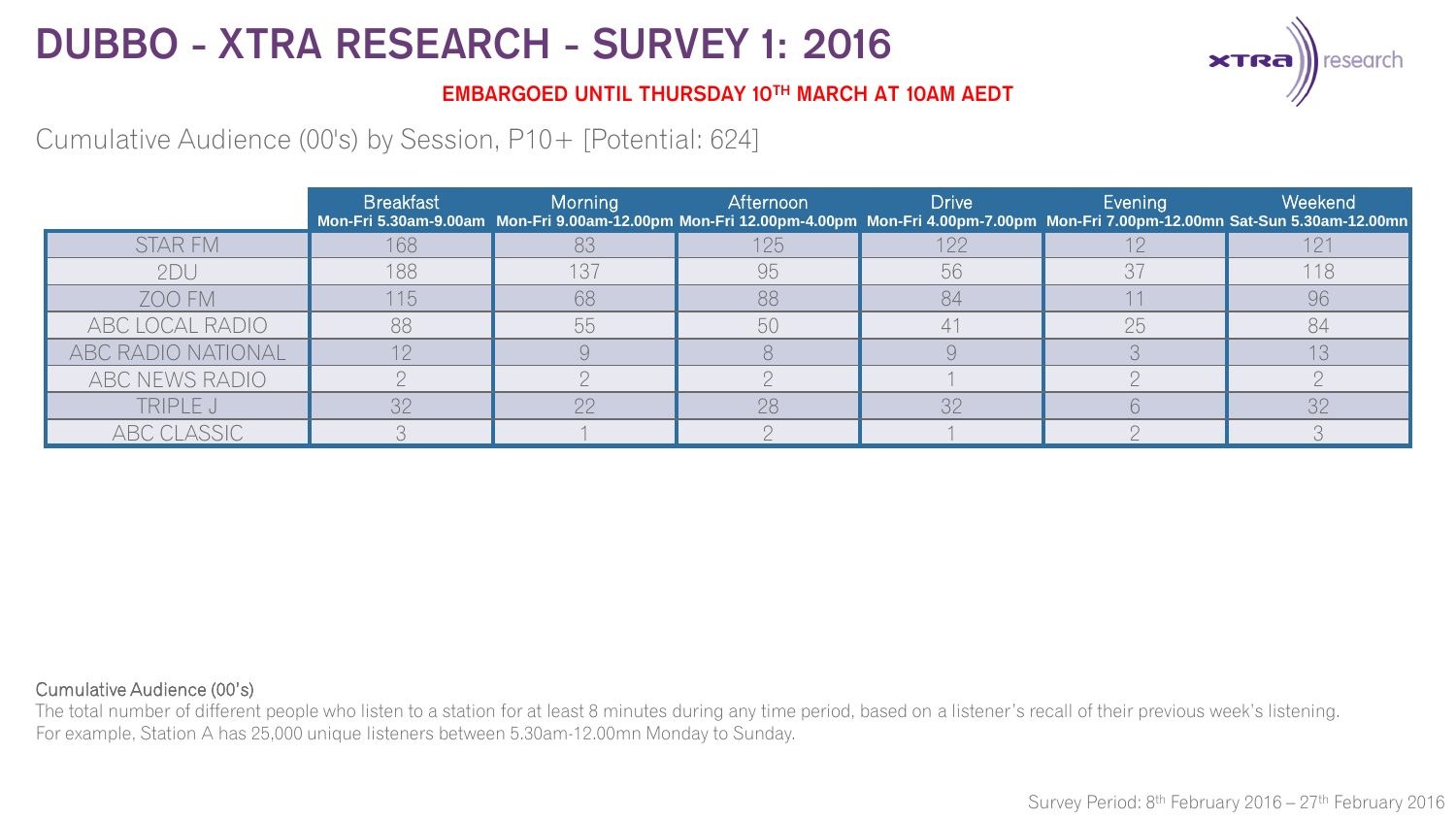# DUBBO - XTRA RESEARCH - SURVEY 1: 2016

**EMBARGOED UNTIL THURSDAY 10TH MARCH AT 10AM AEDT**

Cumulative Audience (00's) by Session, P10+ [Potential: 624]

| | Breakfast Mon-Fri 5.30am-9.00am | Morning Mon-Fri 9.00am-12.00pm | Afternoon Mon-Fri 12.00pm-4.00pm | Drive Mon-Fri 4.00pm-7.00pm | Evening Mon-Fri 7.00pm-12.00mn | Weekend Sat-Sun 5.30am-12.00mn |
|---|---|---|---|---|---|---|
| STAR FM | 168 | 83 | 125 | 122 | 12 | 121 |
| 2DU | 188 | 137 | 95 | 56 | 37 | 118 |
| ZOO FM | 115 | 68 | 88 | 84 | 11 | 96 |
| ABC LOCAL RADIO | 88 | 55 | 50 | 41 | 25 | 84 |
| ABC RADIO NATIONAL | 12 | 9 | 8 | 9 | 3 | 13 |
| ABC NEWS RADIO | 2 | 2 | 2 | 1 | 2 | 2 |
| TRIPLE J | 32 | 22 | 28 | 32 | 6 | 32 |
| ABC CLASSIC | 3 | 1 | 2 | 1 | 2 | 3 |

Cumulative Audience (00's)

The total number of different people who listen to a station for at least 8 minutes during any time period, based on a listener's recall of their previous week's listening.
For example, Station A has 25,000 unique listeners between 5.30am-12.00mn Monday to Sunday.

Survey Period: 8th February 2016 – 27th February 2016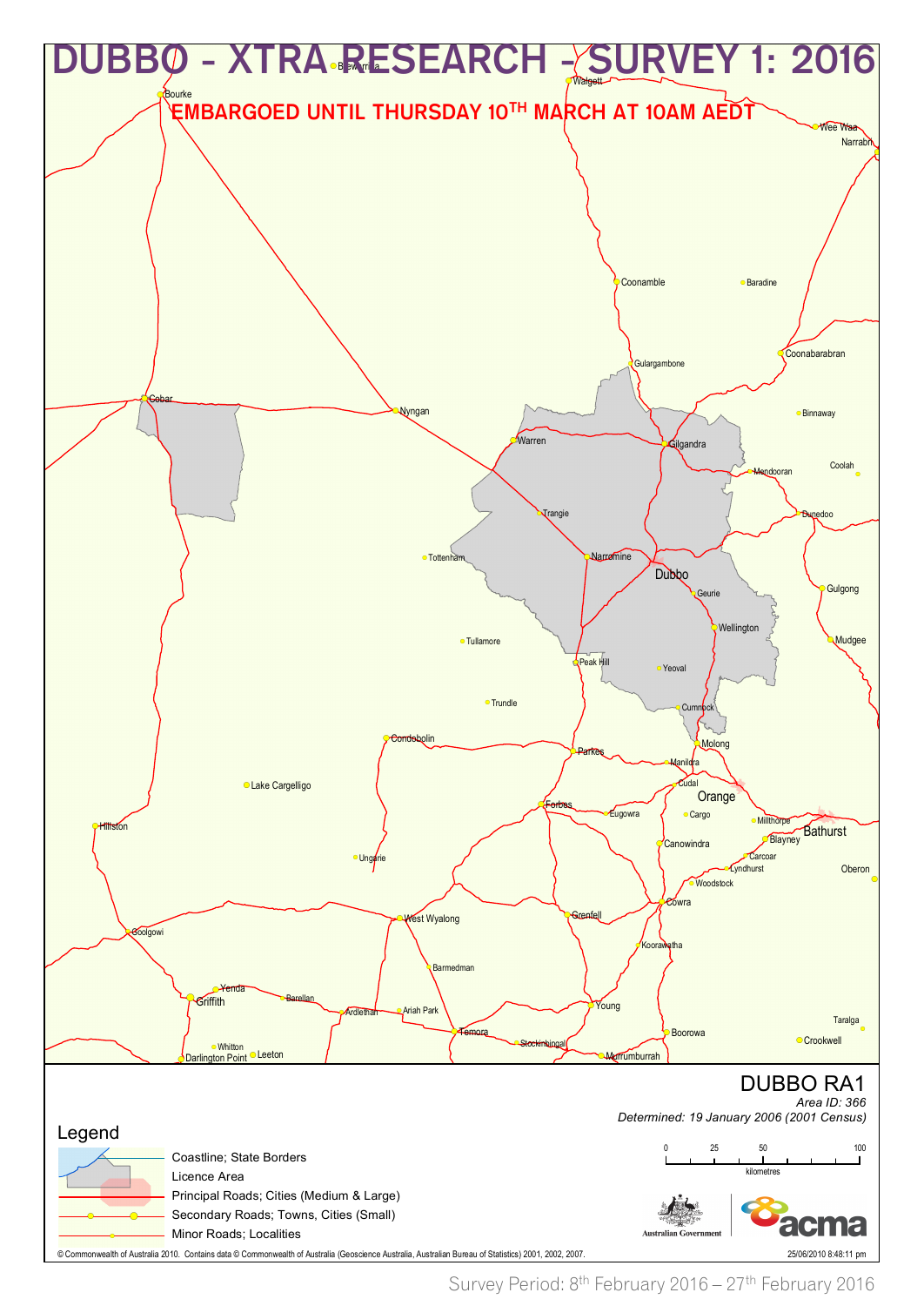# DUBBO - XTRA RESEARCH - SURVEY 1: 2016

**EMBARGOED UNTIL THURSDAY 10TH MARCH AT 10AM AEDT**

Bourke
Brewarrina
Walgett
Wee Waa
Narrabri
Coonamble
Baradine
Gulargambone
Coonabarabran
Cobar
Nyngan
Binnaway
Warren
Gilgandra
Coolah
Mendooran
Trangie
Dunedoo
Tottenham
Narromine
Dubbo
Geurie
Gulgong
Wellington
Mudgee
Tullamore
Peak Hill
Yeoval
Trundle
Cumnock
Condobolin
Molong
Parkes
Manildra
Lake Cargelligo
Cudal
Orange
Forbes
Eugowra
Cargo
Millthorpe
Hillston
Bathurst
Blayney
Canowindra
Ungarie
Carcoar
Lyndhurst
Oberon
Woodstock
Cowra
West Wyalong
Grenfell
Boolgowi
Koorawatha
Barmedman
Yenda
Griffith
Barellan
Ariah Park
Young
Ardlethan
Taralga
Temora
Boorowa
Crookwell
Stockinbingal
Whitton
Darlington Point
Leeton
Murrumburrah

## DUBBO RA1

*Area ID: 366*

*Determined: 19 January 2006 (2001 Census)*

0 25 50 100

kilometres

Australian Government

acma

## Legend

- Coastline; State Borders
- Licence Area
- Principal Roads; Cities (Medium & Large)
- Secondary Roads; Towns, Cities (Small)
- Minor Roads; Localities

© Commonwealth of Australia 2010. Contains data © Commonwealth of Australia (Geoscience Australia, Australian Bureau of Statistics) 2001, 2002, 2007.

25/06/2010 8:48:11 pm

Survey Period: 8th February 2016 – 27th February 2016